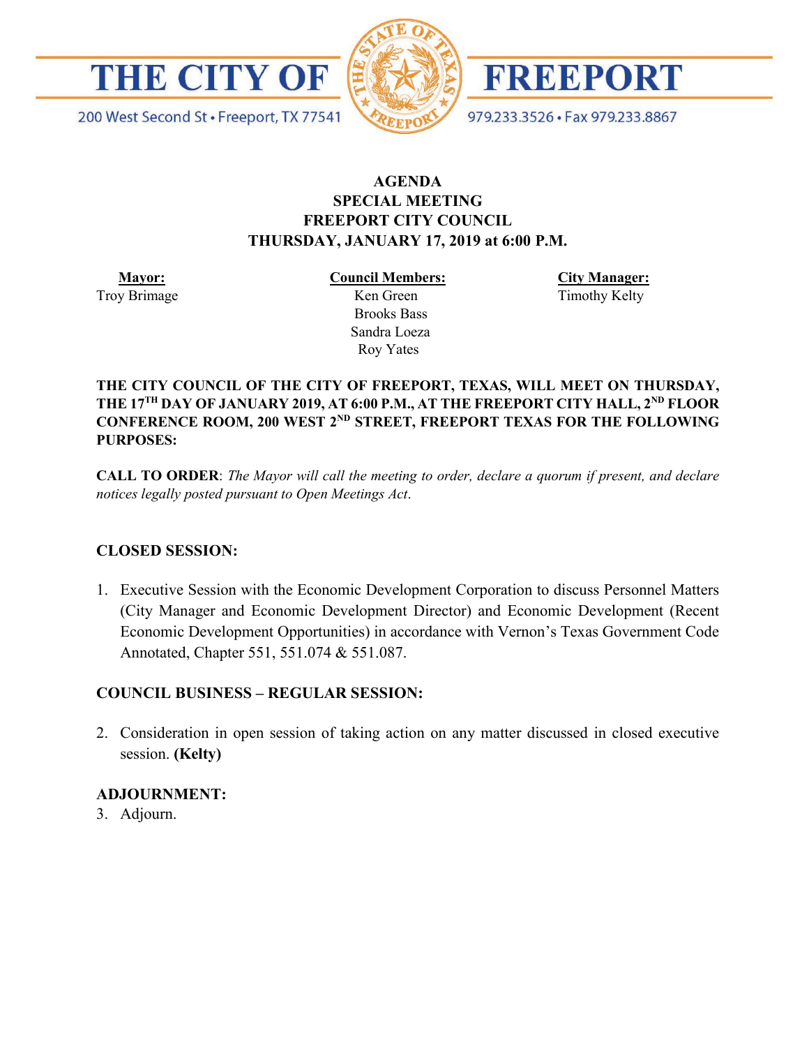# THE CITY OF FREEPORT

200 West Second St • Freeport, TX 77541 — 979.233.3526 • Fax 979.233.8867

## AGENDA
## SPECIAL MEETING
## FREEPORT CITY COUNCIL
## THURSDAY, JANUARY 17, 2019 at 6:00 P.M.

| **Mayor:** | **Council Members:** | **City Manager:** |
|---|---|---|
| Troy Brimage | Ken Green | Timothy Kelty |
| | Brooks Bass | |
| | Sandra Loeza | |
| | Roy Yates | |

**THE CITY COUNCIL OF THE CITY OF FREEPORT, TEXAS, WILL MEET ON THURSDAY, THE 17TH DAY OF JANUARY 2019, AT 6:00 P.M., AT THE FREEPORT CITY HALL, 2ND FLOOR CONFERENCE ROOM, 200 WEST 2ND STREET, FREEPORT TEXAS FOR THE FOLLOWING PURPOSES:**

**CALL TO ORDER**: *The Mayor will call the meeting to order, declare a quorum if present, and declare notices legally posted pursuant to Open Meetings Act*.

**CLOSED SESSION:**

1. Executive Session with the Economic Development Corporation to discuss Personnel Matters (City Manager and Economic Development Director) and Economic Development (Recent Economic Development Opportunities) in accordance with Vernon's Texas Government Code Annotated, Chapter 551, 551.074 & 551.087.

**COUNCIL BUSINESS – REGULAR SESSION:**

2. Consideration in open session of taking action on any matter discussed in closed executive session. **(Kelty)**

**ADJOURNMENT:**

3. Adjourn.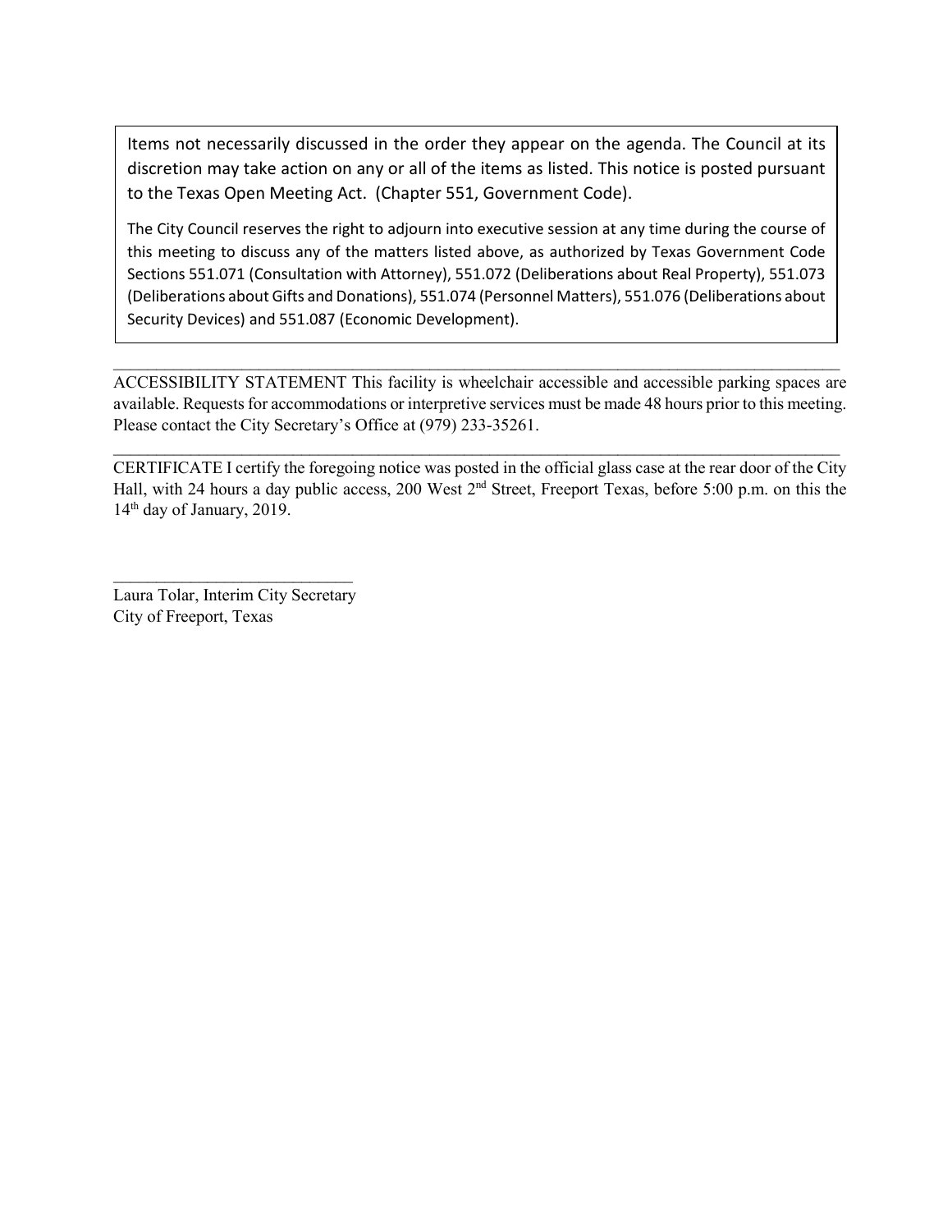Items not necessarily discussed in the order they appear on the agenda. The Council at its discretion may take action on any or all of the items as listed. This notice is posted pursuant to the Texas Open Meeting Act. (Chapter 551, Government Code).

The City Council reserves the right to adjourn into executive session at any time during the course of this meeting to discuss any of the matters listed above, as authorized by Texas Government Code Sections 551.071 (Consultation with Attorney), 551.072 (Deliberations about Real Property), 551.073 (Deliberations about Gifts and Donations), 551.074 (Personnel Matters), 551.076 (Deliberations about Security Devices) and 551.087 (Economic Development).

---

ACCESSIBILITY STATEMENT This facility is wheelchair accessible and accessible parking spaces are available. Requests for accommodations or interpretive services must be made 48 hours prior to this meeting. Please contact the City Secretary's Office at (979) 233-35261.

---

CERTIFICATE I certify the foregoing notice was posted in the official glass case at the rear door of the City Hall, with 24 hours a day public access, 200 West 2nd Street, Freeport Texas, before 5:00 p.m. on this the 14th day of January, 2019.

\_\_\_\_\_\_\_\_\_\_\_\_\_\_\_\_\_\_\_\_\_\_\_\_\_\_\_\_

Laura Tolar, Interim City Secretary
City of Freeport, Texas